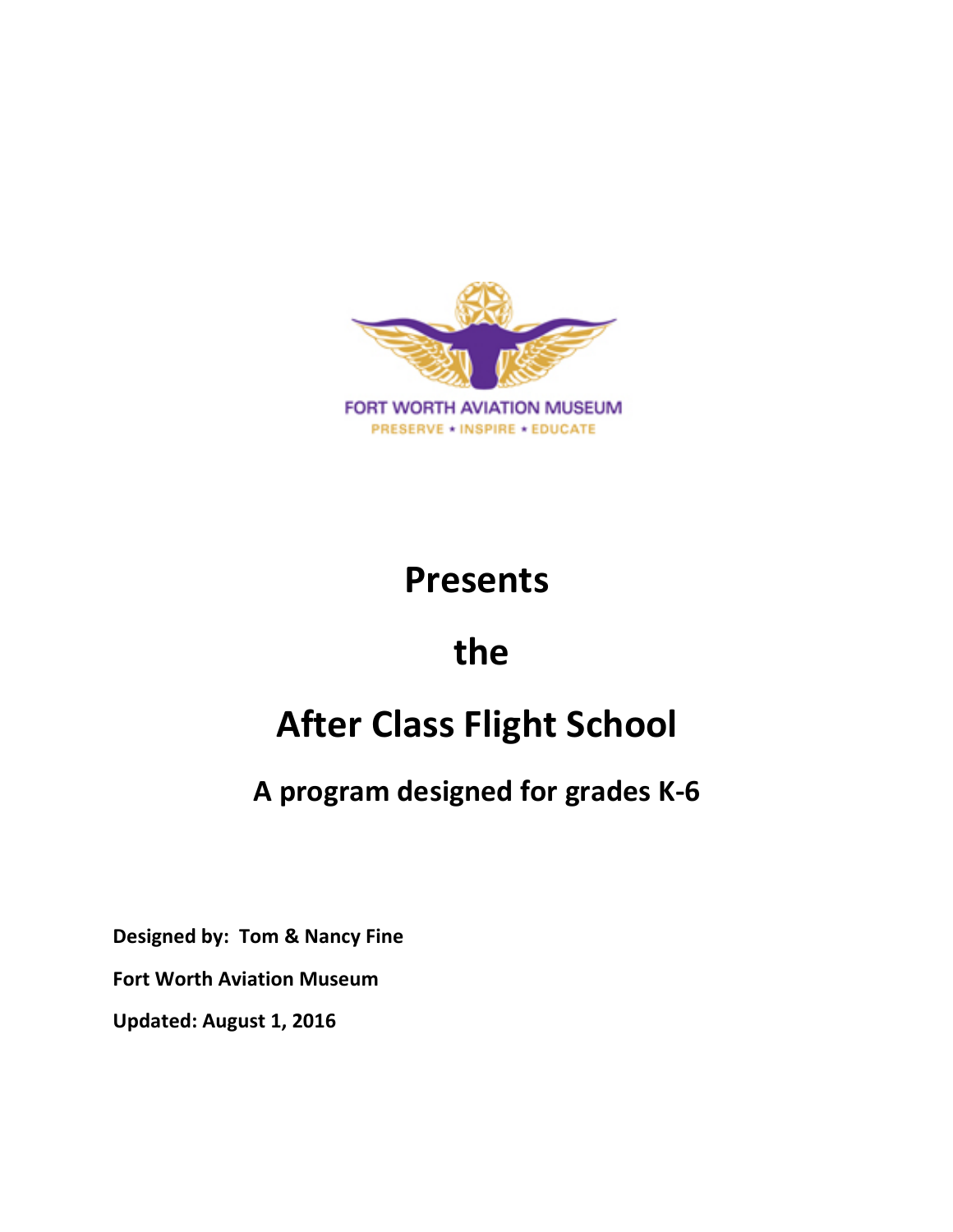FORT WORTH AVIATION MUSEUM

PRESERVE * INSPIRE * EDUCATE

# Presents

# the

# After Class Flight School

## A program designed for grades K-6

**Designed by: Tom & Nancy Fine**

**Fort Worth Aviation Museum**

**Updated: August 1, 2016**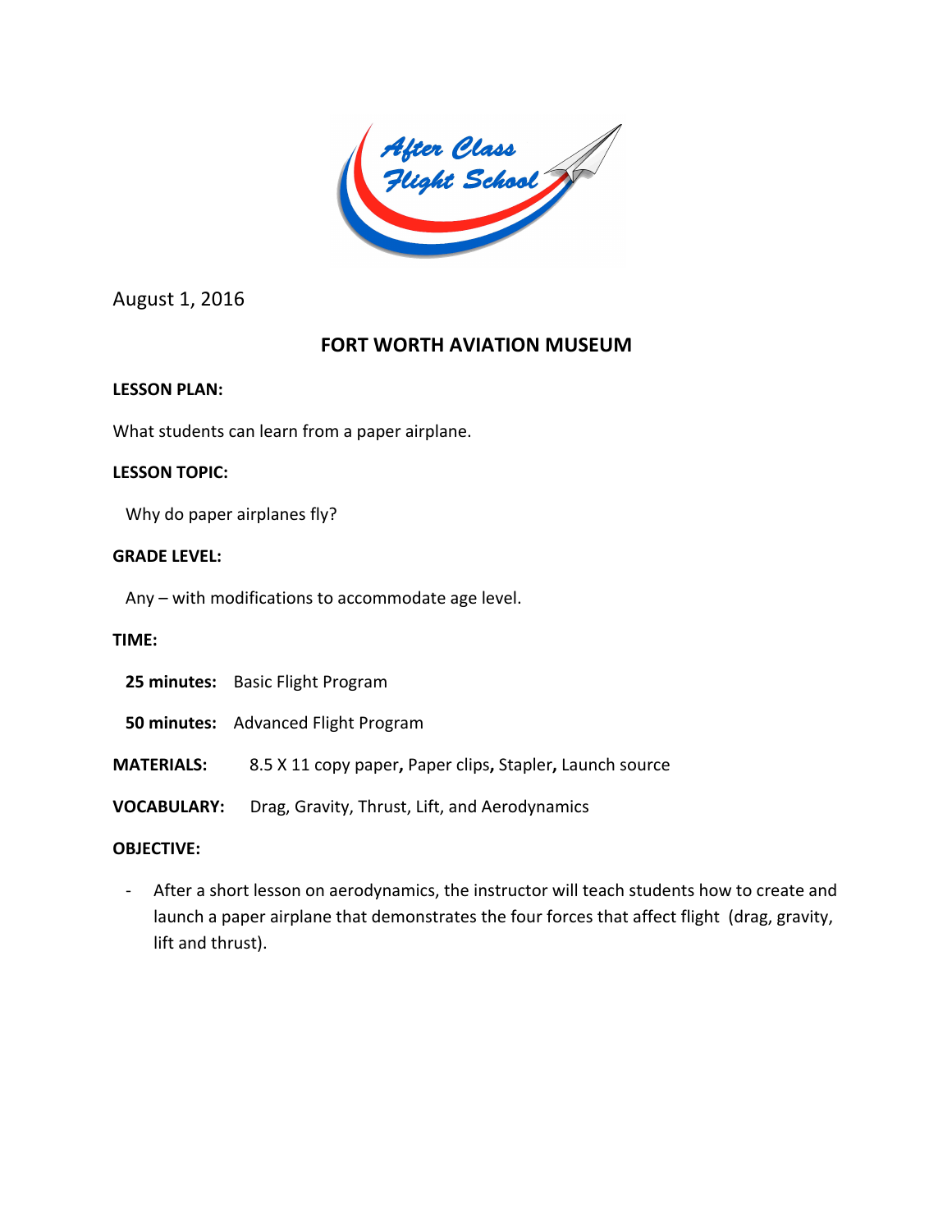August 1, 2016

## FORT WORTH AVIATION MUSEUM

**LESSON PLAN:**

What students can learn from a paper airplane.

**LESSON TOPIC:**

Why do paper airplanes fly?

**GRADE LEVEL:**

Any – with modifications to accommodate age level.

**TIME:**

**25 minutes:** Basic Flight Program

**50 minutes:** Advanced Flight Program

**MATERIALS:** 8.5 X 11 copy paper**,** Paper clips**,** Stapler**,** Launch source

**VOCABULARY:** Drag, Gravity, Thrust, Lift, and Aerodynamics

**OBJECTIVE:**

- After a short lesson on aerodynamics, the instructor will teach students how to create and launch a paper airplane that demonstrates the four forces that affect flight (drag, gravity, lift and thrust).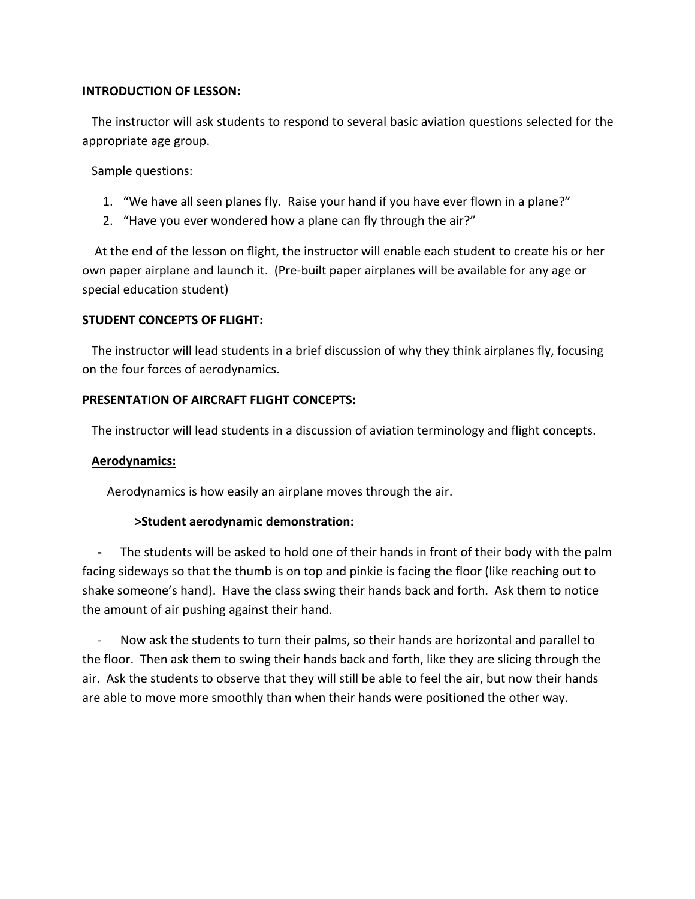**INTRODUCTION OF LESSON:**

The instructor will ask students to respond to several basic aviation questions selected for the appropriate age group.

Sample questions:

1. "We have all seen planes fly. Raise your hand if you have ever flown in a plane?"
2. "Have you ever wondered how a plane can fly through the air?"

At the end of the lesson on flight, the instructor will enable each student to create his or her own paper airplane and launch it. (Pre-built paper airplanes will be available for any age or special education student)

**STUDENT CONCEPTS OF FLIGHT:**

The instructor will lead students in a brief discussion of why they think airplanes fly, focusing on the four forces of aerodynamics.

**PRESENTATION OF AIRCRAFT FLIGHT CONCEPTS:**

The instructor will lead students in a discussion of aviation terminology and flight concepts.

**<u>Aerodynamics:</u>**

Aerodynamics is how easily an airplane moves through the air.

**>Student aerodynamic demonstration:**

- The students will be asked to hold one of their hands in front of their body with the palm facing sideways so that the thumb is on top and pinkie is facing the floor (like reaching out to shake someone's hand). Have the class swing their hands back and forth. Ask them to notice the amount of air pushing against their hand.

- Now ask the students to turn their palms, so their hands are horizontal and parallel to the floor. Then ask them to swing their hands back and forth, like they are slicing through the air. Ask the students to observe that they will still be able to feel the air, but now their hands are able to move more smoothly than when their hands were positioned the other way.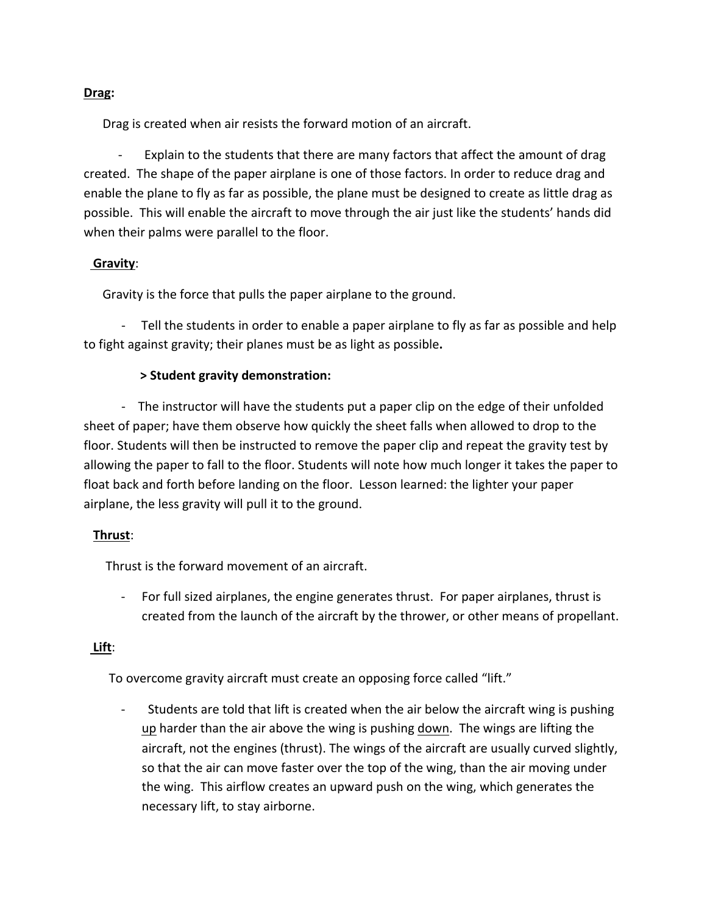**<u>Drag</u>:**

Drag is created when air resists the forward motion of an aircraft.

- Explain to the students that there are many factors that affect the amount of drag created. The shape of the paper airplane is one of those factors. In order to reduce drag and enable the plane to fly as far as possible, the plane must be designed to create as little drag as possible. This will enable the aircraft to move through the air just like the students' hands did when their palms were parallel to the floor.

**<u>Gravity</u>**:

Gravity is the force that pulls the paper airplane to the ground.

- Tell the students in order to enable a paper airplane to fly as far as possible and help to fight against gravity; their planes must be as light as possible**.**

**> Student gravity demonstration:**

- The instructor will have the students put a paper clip on the edge of their unfolded sheet of paper; have them observe how quickly the sheet falls when allowed to drop to the floor. Students will then be instructed to remove the paper clip and repeat the gravity test by allowing the paper to fall to the floor. Students will note how much longer it takes the paper to float back and forth before landing on the floor. Lesson learned: the lighter your paper airplane, the less gravity will pull it to the ground.

**<u>Thrust</u>**:

Thrust is the forward movement of an aircraft.

- For full sized airplanes, the engine generates thrust. For paper airplanes, thrust is created from the launch of the aircraft by the thrower, or other means of propellant.

**<u>Lift</u>**:

To overcome gravity aircraft must create an opposing force called "lift."

- Students are told that lift is created when the air below the aircraft wing is pushing <u>up</u> harder than the air above the wing is pushing <u>down</u>. The wings are lifting the aircraft, not the engines (thrust). The wings of the aircraft are usually curved slightly, so that the air can move faster over the top of the wing, than the air moving under the wing. This airflow creates an upward push on the wing, which generates the necessary lift, to stay airborne.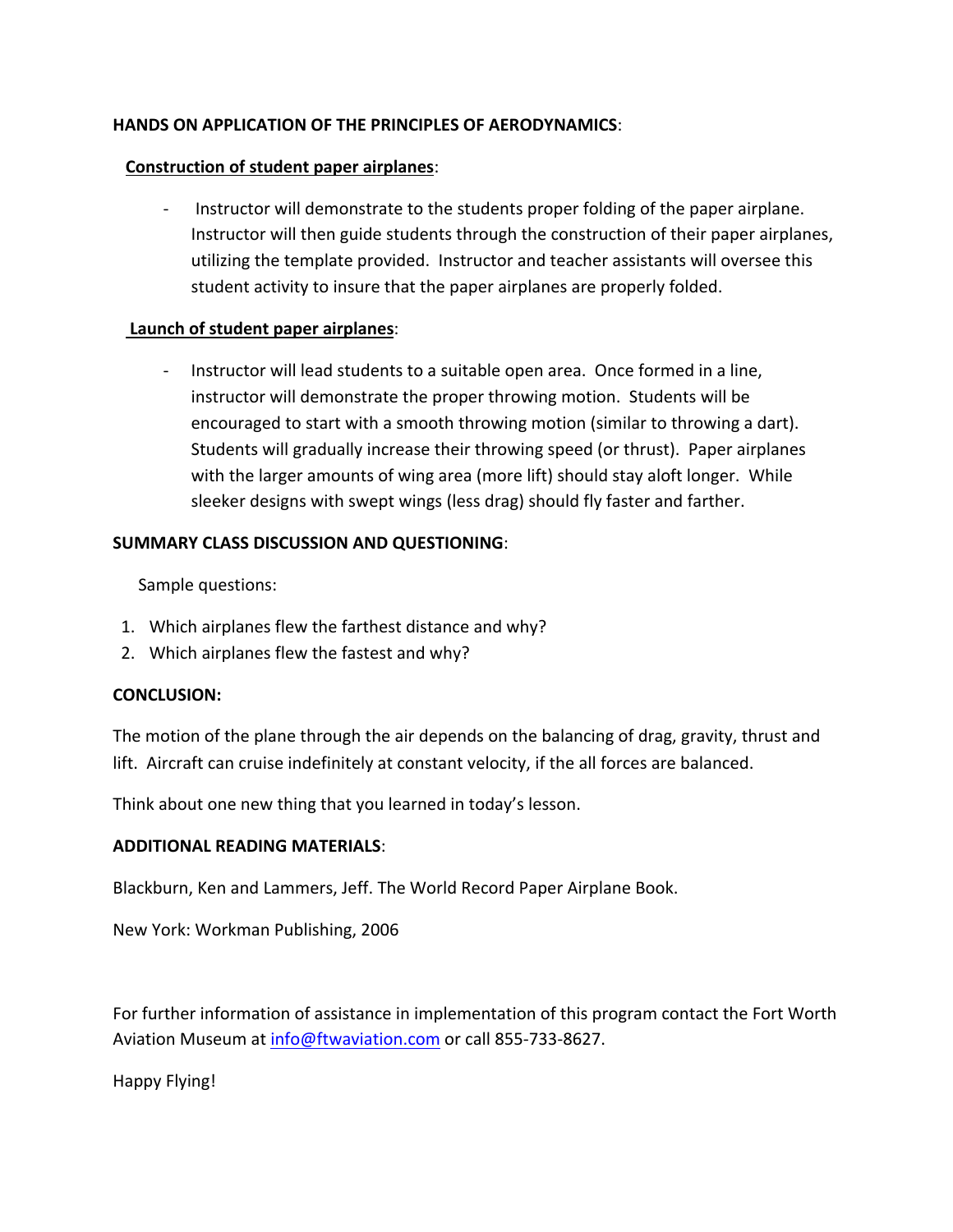**HANDS ON APPLICATION OF THE PRINCIPLES OF AERODYNAMICS**:

**Construction of student paper airplanes**:

- Instructor will demonstrate to the students proper folding of the paper airplane. Instructor will then guide students through the construction of their paper airplanes, utilizing the template provided. Instructor and teacher assistants will oversee this student activity to insure that the paper airplanes are properly folded.

**Launch of student paper airplanes**:

- Instructor will lead students to a suitable open area. Once formed in a line, instructor will demonstrate the proper throwing motion. Students will be encouraged to start with a smooth throwing motion (similar to throwing a dart). Students will gradually increase their throwing speed (or thrust). Paper airplanes with the larger amounts of wing area (more lift) should stay aloft longer. While sleeker designs with swept wings (less drag) should fly faster and farther.

**SUMMARY CLASS DISCUSSION AND QUESTIONING**:

Sample questions:

1. Which airplanes flew the farthest distance and why?
2. Which airplanes flew the fastest and why?

**CONCLUSION:**

The motion of the plane through the air depends on the balancing of drag, gravity, thrust and lift. Aircraft can cruise indefinitely at constant velocity, if the all forces are balanced.

Think about one new thing that you learned in today's lesson.

**ADDITIONAL READING MATERIALS**:

Blackburn, Ken and Lammers, Jeff. The World Record Paper Airplane Book.

New York: Workman Publishing, 2006

For further information of assistance in implementation of this program contact the Fort Worth Aviation Museum at info@ftwaviation.com or call 855-733-8627.

Happy Flying!